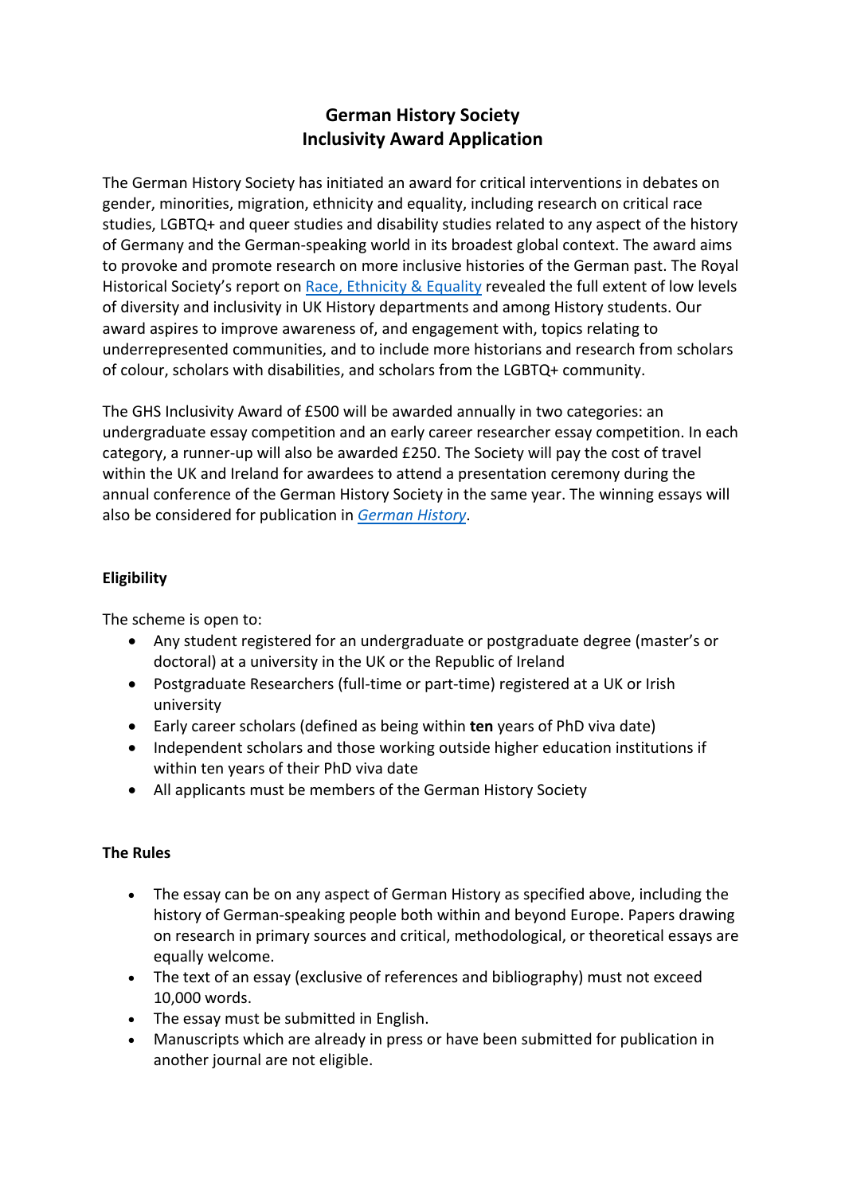# German History Society
# Inclusivity Award Application

The German History Society has initiated an award for critical interventions in debates on gender, minorities, migration, ethnicity and equality, including research on critical race studies, LGBTQ+ and queer studies and disability studies related to any aspect of the history of Germany and the German-speaking world in its broadest global context. The award aims to provoke and promote research on more inclusive histories of the German past. The Royal Historical Society's report on [Race, Ethnicity & Equality]() revealed the full extent of low levels of diversity and inclusivity in UK History departments and among History students. Our award aspires to improve awareness of, and engagement with, topics relating to underrepresented communities, and to include more historians and research from scholars of colour, scholars with disabilities, and scholars from the LGBTQ+ community.

The GHS Inclusivity Award of £500 will be awarded annually in two categories: an undergraduate essay competition and an early career researcher essay competition. In each category, a runner-up will also be awarded £250. The Society will pay the cost of travel within the UK and Ireland for awardees to attend a presentation ceremony during the annual conference of the German History Society in the same year. The winning essays will also be considered for publication in [*German History*]().

**Eligibility**

The scheme is open to:

- Any student registered for an undergraduate or postgraduate degree (master's or doctoral) at a university in the UK or the Republic of Ireland
- Postgraduate Researchers (full-time or part-time) registered at a UK or Irish university
- Early career scholars (defined as being within **ten** years of PhD viva date)
- Independent scholars and those working outside higher education institutions if within ten years of their PhD viva date
- All applicants must be members of the German History Society

**The Rules**

- The essay can be on any aspect of German History as specified above, including the history of German-speaking people both within and beyond Europe. Papers drawing on research in primary sources and critical, methodological, or theoretical essays are equally welcome.
- The text of an essay (exclusive of references and bibliography) must not exceed 10,000 words.
- The essay must be submitted in English.
- Manuscripts which are already in press or have been submitted for publication in another journal are not eligible.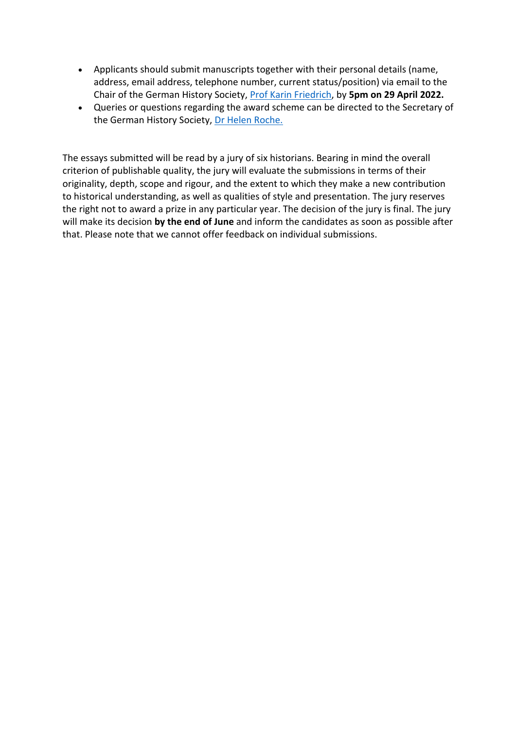- Applicants should submit manuscripts together with their personal details (name, address, email address, telephone number, current status/position) via email to the Chair of the German History Society, Prof Karin Friedrich, by **5pm on 29 April 2022.**
- Queries or questions regarding the award scheme can be directed to the Secretary of the German History Society, Dr Helen Roche.

The essays submitted will be read by a jury of six historians. Bearing in mind the overall criterion of publishable quality, the jury will evaluate the submissions in terms of their originality, depth, scope and rigour, and the extent to which they make a new contribution to historical understanding, as well as qualities of style and presentation. The jury reserves the right not to award a prize in any particular year. The decision of the jury is final. The jury will make its decision **by the end of June** and inform the candidates as soon as possible after that. Please note that we cannot offer feedback on individual submissions.